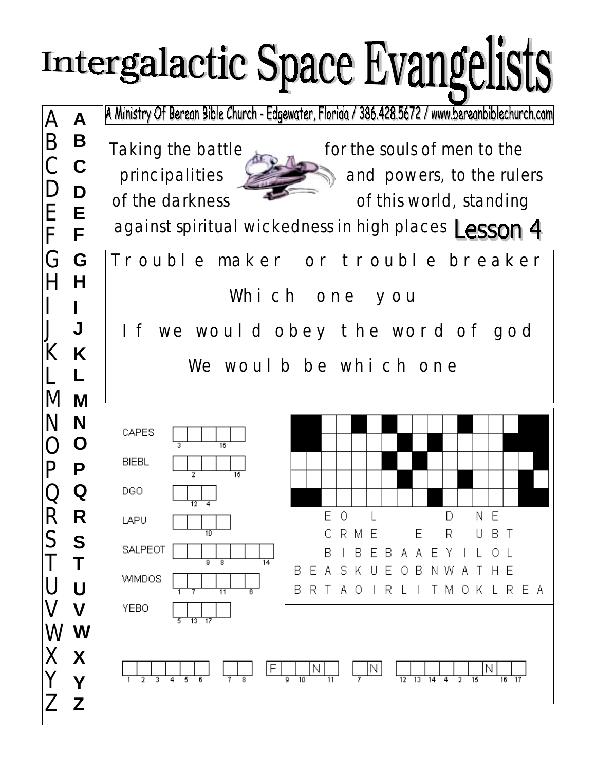# Intergalactic Space Evangelists

A Ministry Of Berean Bible Church - Edgewater, Florida / 386.428.5672 / www.bereanbiblechurch.com

Taking the battle for the souls of men to the principalities and powers, to the rulers of the darkness of this world, standing against spiritual wickedness in high places

## Lesson 4

Trouble maker or trouble breaker

Which one you

If we would obey the word of god

We woulb be which one

| A | A |
|---|---|
| B | B |
| C | C |
| D | D |
| E | E |
| F | F |
| G | G |
| H | H |
| I | I |
| J | J |
| K | K |
| L | L |
| M | M |
| N | N |
| O | O |
| P | P |
| Q | Q |
| R | R |
| S | S |
| T | T |
| U | U |
| V | V |
| W | W |
| X | X |
| Y | Y |
| Z | Z |

CAPES ☐☐☐☐☐ (3, 16)

BIEBL ☐☐☐☐☐ (2, 15)

DGO ☐☐☐ (12, 4)

LAPU ☐☐☐☐ (10)

SALPEOT ☐☐☐☐☐☐☐ (9, 8, 14)

WIMDOS ☐☐☐☐☐☐ (1, 7, 11, 6)

YEBO ☐☐☐☐ (5, 13, 17)

E O L D N E

C R M E E R U B T

B I B E B A A E Y I L O L

B E A S K U E O B N W A T H E

B R T A O I R L I T M O K L R E A

☐☐☐☐☐☐ ☐☐ F☐N☐ ☐N ☐☐☐☐☐☐N☐☐

(1 2 3 4 5 6) (7 8) (9 10 11) (7) (12 13 14 4 2 15 16 17)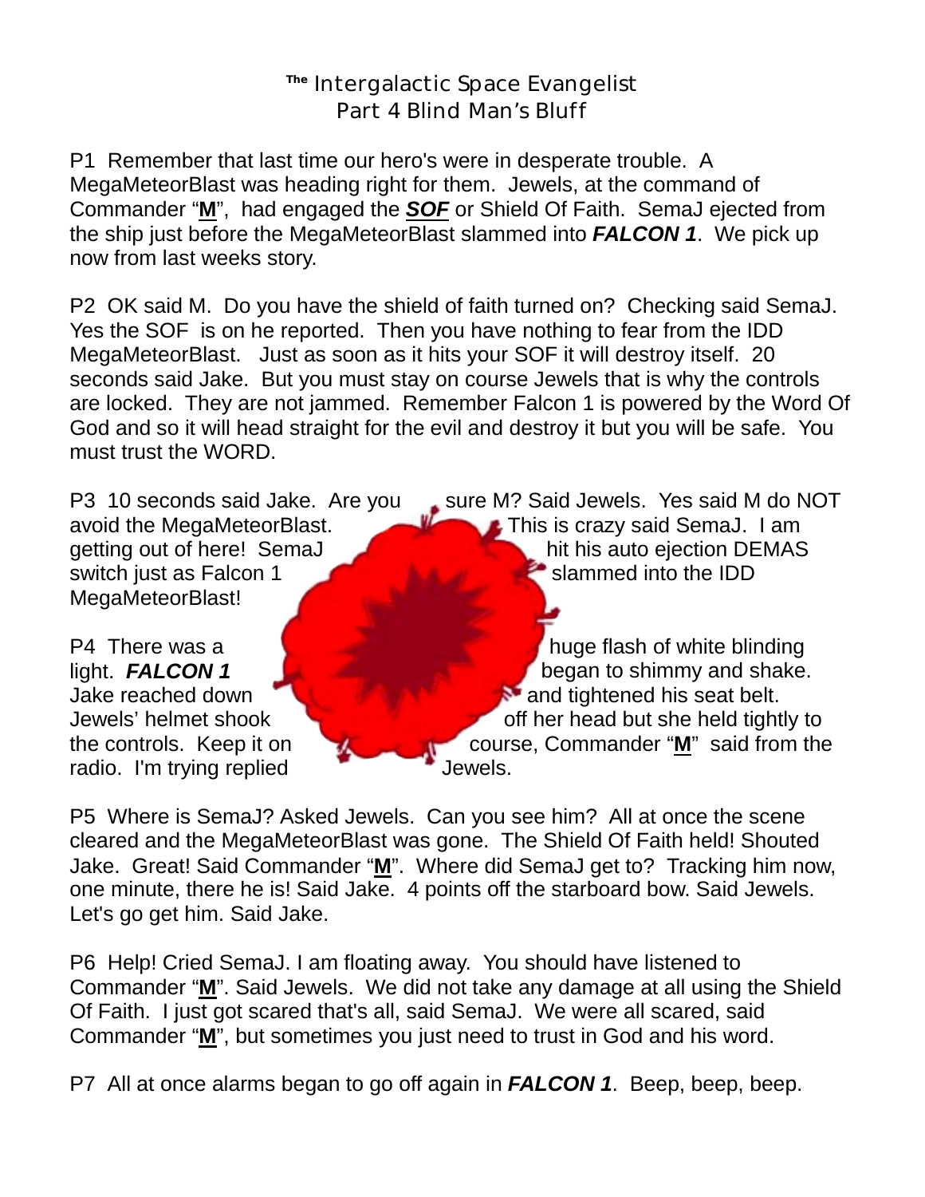# [The] Intergalactic Space Evangelist
## Part 4 Blind Man's Bluff

P1 Remember that last time our hero's were in desperate trouble. A MegaMeteorBlast was heading right for them. Jewels, at the command of Commander "**M**", had engaged the ***SOF*** or Shield Of Faith. SemaJ ejected from the ship just before the MegaMeteorBlast slammed into ***FALCON 1***. We pick up now from last weeks story.

P2 OK said M. Do you have the shield of faith turned on? Checking said SemaJ. Yes the SOF is on he reported. Then you have nothing to fear from the IDD MegaMeteorBlast. Just as soon as it hits your SOF it will destroy itself. 20 seconds said Jake. But you must stay on course Jewels that is why the controls are locked. They are not jammed. Remember Falcon 1 is powered by the Word Of God and so it will head straight for the evil and destroy it but you will be safe. You must trust the WORD.

P3 10 seconds said Jake. Are you sure M? Said Jewels. Yes said M do NOT avoid the MegaMeteorBlast. This is crazy said SemaJ. I am getting out of here! SemaJ hit his auto ejection DEMAS switch just as Falcon 1 slammed into the IDD MegaMeteorBlast!

P4 There was a huge flash of white blinding light. ***FALCON 1*** began to shimmy and shake. Jake reached down and tightened his seat belt. Jewels' helmet shook off her head but she held tightly to the controls. Keep it on course, Commander "**M**" said from the radio. I'm trying replied Jewels.

P5 Where is SemaJ? Asked Jewels. Can you see him? All at once the scene cleared and the MegaMeteorBlast was gone. The Shield Of Faith held! Shouted Jake. Great! Said Commander "**M**". Where did SemaJ get to? Tracking him now, one minute, there he is! Said Jake. 4 points off the starboard bow. Said Jewels. Let's go get him. Said Jake.

P6 Help! Cried SemaJ. I am floating away. You should have listened to Commander "**M**". Said Jewels. We did not take any damage at all using the Shield Of Faith. I just got scared that's all, said SemaJ. We were all scared, said Commander "**M**", but sometimes you just need to trust in God and his word.

P7 All at once alarms began to go off again in ***FALCON 1***. Beep, beep, beep.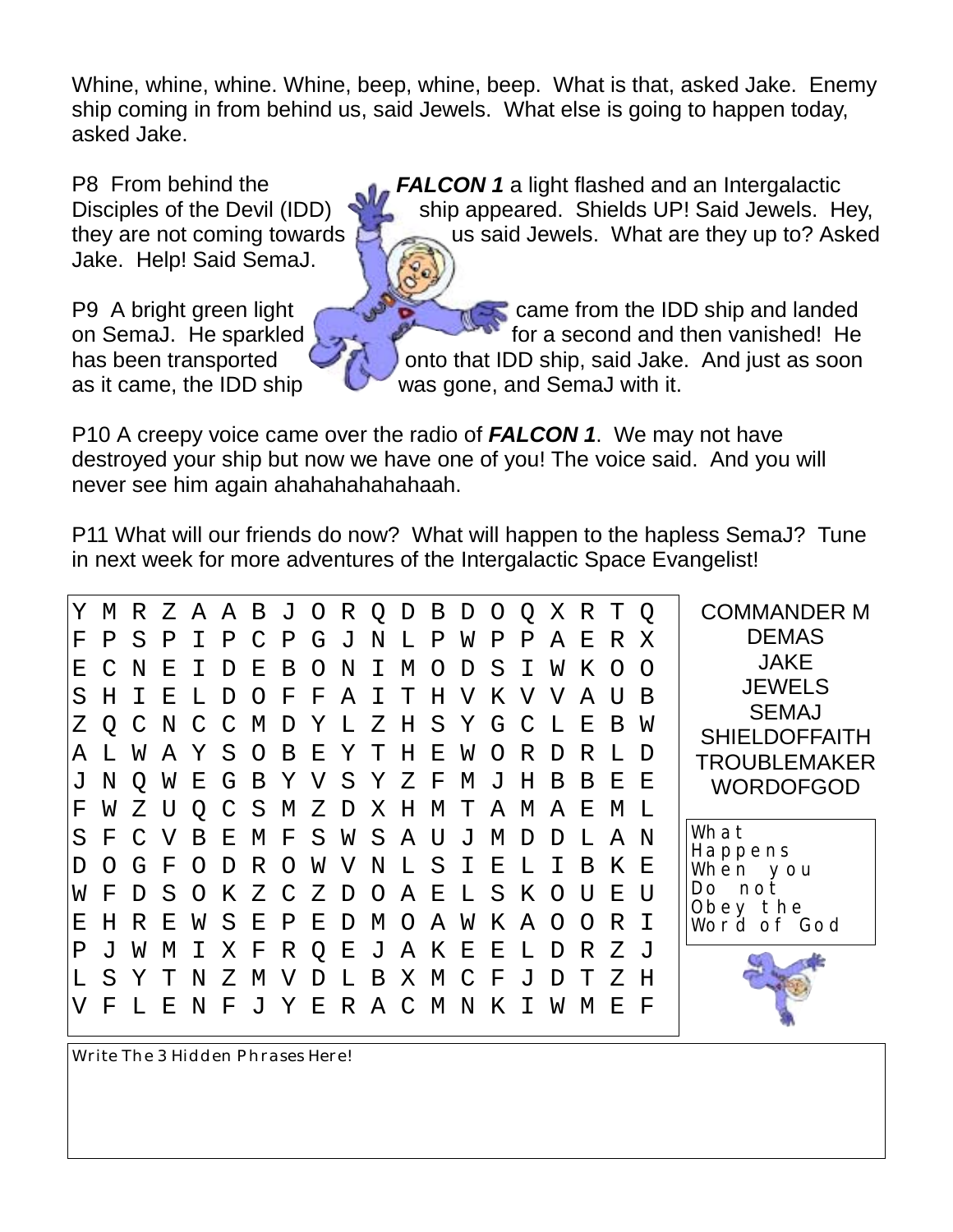Whine, whine, whine. Whine, beep, whine, beep. What is that, asked Jake. Enemy ship coming in from behind us, said Jewels. What else is going to happen today, asked Jake.

P8 From behind the ***FALCON 1*** a light flashed and an Intergalactic Disciples of the Devil (IDD) ship appeared. Shields UP! Said Jewels. Hey, they are not coming towards us said Jewels. What are they up to? Asked Jake. Help! Said SemaJ.

P9 A bright green light came from the IDD ship and landed on SemaJ. He sparkled for a second and then vanished! He has been transported onto that IDD ship, said Jake. And just as soon as it came, the IDD ship was gone, and SemaJ with it.

P10 A creepy voice came over the radio of ***FALCON 1***. We may not have destroyed your ship but now we have one of you! The voice said. And you will never see him again ahahahahahahahaah.

P11 What will our friends do now? What will happen to the hapless SemaJ? Tune in next week for more adventures of the Intergalactic Space Evangelist!

```
Y M R Z A A B J O R Q D B D O Q X R T Q
F P S P I P C P G J N L P W P P A E R X
E C N E I D E B O N I M O D S I W K O O
S H I E L D O F F A I T H V K V V A U B
Z Q C N C C M D Y L Z H S Y G C L E B W
A L W A Y S O B E Y T H E W O R D R L D
J N Q W E G B Y V S Y Z F M J H B B E E
F W Z U Q C S M Z D X H M T A M A E M L
S F C V B E M F S W S A U J M D D L A N
D O G F O D R O W V N L S I E L I B K E
W F D S O K Z C Z D O A E L S K O U E U
E H R E W S E P E D M O A W K A O O R I
P J W M I X F R Q E J A K E E L D R Z J
L S Y T N Z M V D L B X M C F J D T Z H
V F L E N F J Y E R A C M N K I W M E F
```

COMMANDER M
DEMAS
JAKE
JEWELS
SEMAJ
SHIELDOFFAITH
TROUBLEMAKER
WORDOFGOD

What Happens When you Do not Obey the Word of God

Write The 3 Hidden Phrases Here!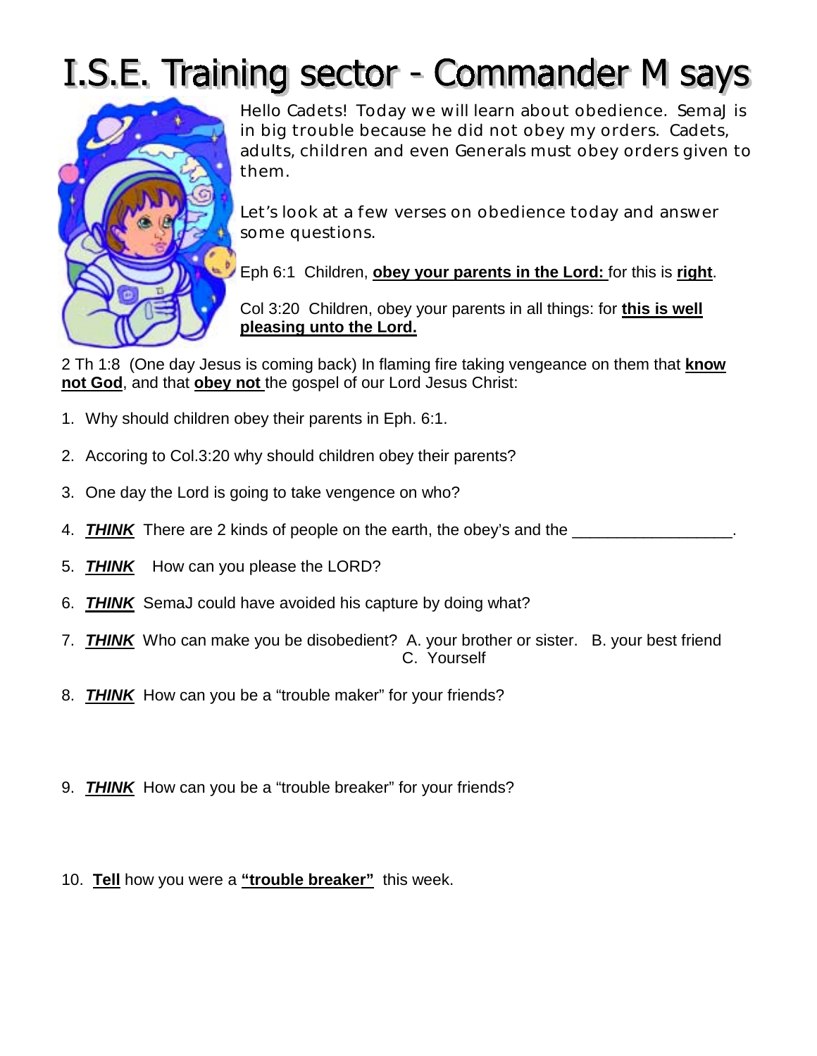# I.S.E. Training sector - Commander M says

Hello Cadets! Today we will learn about obedience. SemaJ is in big trouble because he did not obey my orders. Cadets, adults, children and even Generals must obey orders given to them.

Let's look at a few verses on obedience today and answer some questions.

Eph 6:1 Children, **obey your parents in the Lord:** for this is **right**.

Col 3:20 Children, obey your parents in all things: for **this is well pleasing unto the Lord.**

2 Th 1:8 (One day Jesus is coming back) In flaming fire taking vengeance on them that **know not God**, and that **obey not** the gospel of our Lord Jesus Christ:

1. Why should children obey their parents in Eph. 6:1.
2. Accoring to Col.3:20 why should children obey their parents?
3. One day the Lord is going to take vengence on who?
4. ***THINK*** There are 2 kinds of people on the earth, the obey's and the _________________.
5. ***THINK*** How can you please the LORD?
6. ***THINK*** SemaJ could have avoided his capture by doing what?
7. ***THINK*** Who can make you be disobedient? A. your brother or sister. B. your best friend C. Yourself
8. ***THINK*** How can you be a "trouble maker" for your friends?
9. ***THINK*** How can you be a "trouble breaker" for your friends?
10. **Tell** how you were a **"trouble breaker"** this week.